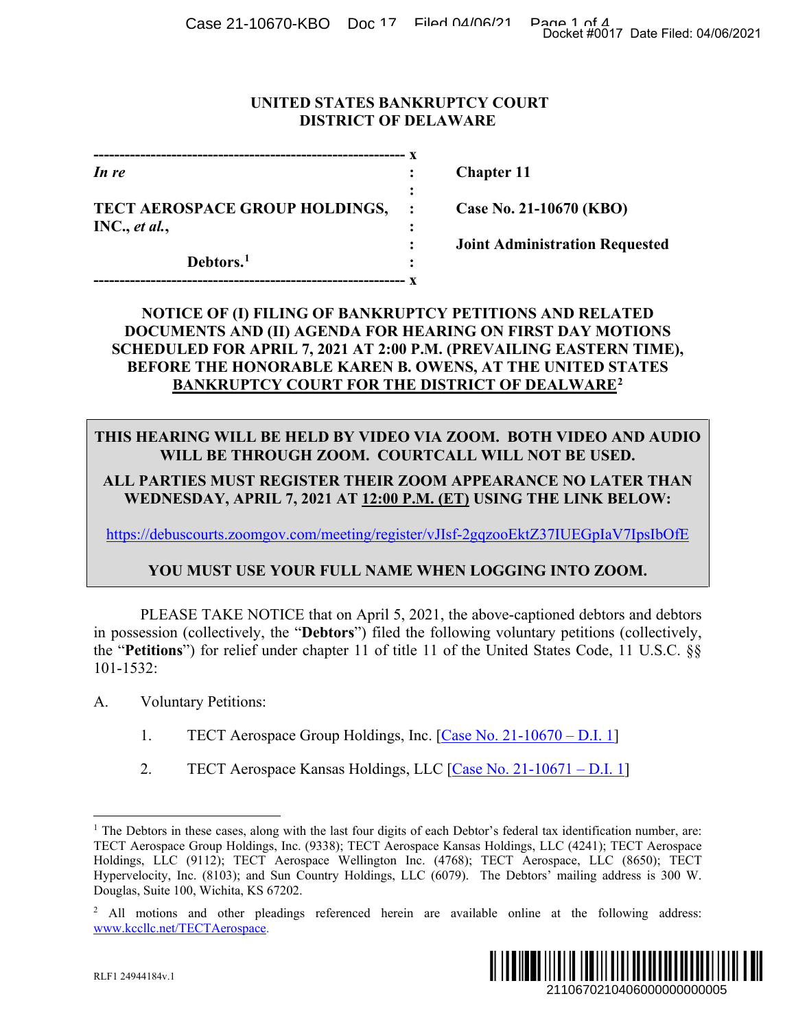**UNITED STATES BANKRUPTCY COURT**
**DISTRICT OF DELAWARE**

| | | |
|---|---|---|
| *In re* | : | **Chapter 11** |
| **TECT AEROSPACE GROUP HOLDINGS, INC.**, *et al.*, | : | **Case No. 21-10670 (KBO)** |
| | : | **Joint Administration Requested** |
| **Debtors.**[1] | : | |

**NOTICE OF (I) FILING OF BANKRUPTCY PETITIONS AND RELATED DOCUMENTS AND (II) AGENDA FOR HEARING ON FIRST DAY MOTIONS SCHEDULED FOR APRIL 7, 2021 AT 2:00 P.M. (PREVAILING EASTERN TIME), BEFORE THE HONORABLE KAREN B. OWENS, AT THE UNITED STATES BANKRUPTCY COURT FOR THE DISTRICT OF DEALWARE**[2]

> **THIS HEARING WILL BE HELD BY VIDEO VIA ZOOM. BOTH VIDEO AND AUDIO WILL BE THROUGH ZOOM. COURTCALL WILL NOT BE USED.**
>
> **ALL PARTIES MUST REGISTER THEIR ZOOM APPEARANCE NO LATER THAN WEDNESDAY, APRIL 7, 2021 AT 12:00 P.M. (ET) USING THE LINK BELOW:**
>
> https://debuscourts.zoomgov.com/meeting/register/vJIsf-2gqzooEktZ37IUEGpIaV7IpsIbOfE
>
> **YOU MUST USE YOUR FULL NAME WHEN LOGGING INTO ZOOM.**

PLEASE TAKE NOTICE that on April 5, 2021, the above-captioned debtors and debtors in possession (collectively, the "**Debtors**") filed the following voluntary petitions (collectively, the "**Petitions**") for relief under chapter 11 of title 11 of the United States Code, 11 U.S.C. §§ 101-1532:

A. Voluntary Petitions:

1. TECT Aerospace Group Holdings, Inc. [Case No. 21-10670 – D.I. 1]

2. TECT Aerospace Kansas Holdings, LLC [Case No. 21-10671 – D.I. 1]

---

[1] The Debtors in these cases, along with the last four digits of each Debtor's federal tax identification number, are: TECT Aerospace Group Holdings, Inc. (9338); TECT Aerospace Kansas Holdings, LLC (4241); TECT Aerospace Holdings, LLC (9112); TECT Aerospace Wellington Inc. (4768); TECT Aerospace, LLC (8650); TECT Hypervelocity, Inc. (8103); and Sun Country Holdings, LLC (6079). The Debtors' mailing address is 300 W. Douglas, Suite 100, Wichita, KS 67202.

[2] All motions and other pleadings referenced herein are available online at the following address: www.kccllc.net/TECTAerospace.

RLF1 24944184v.1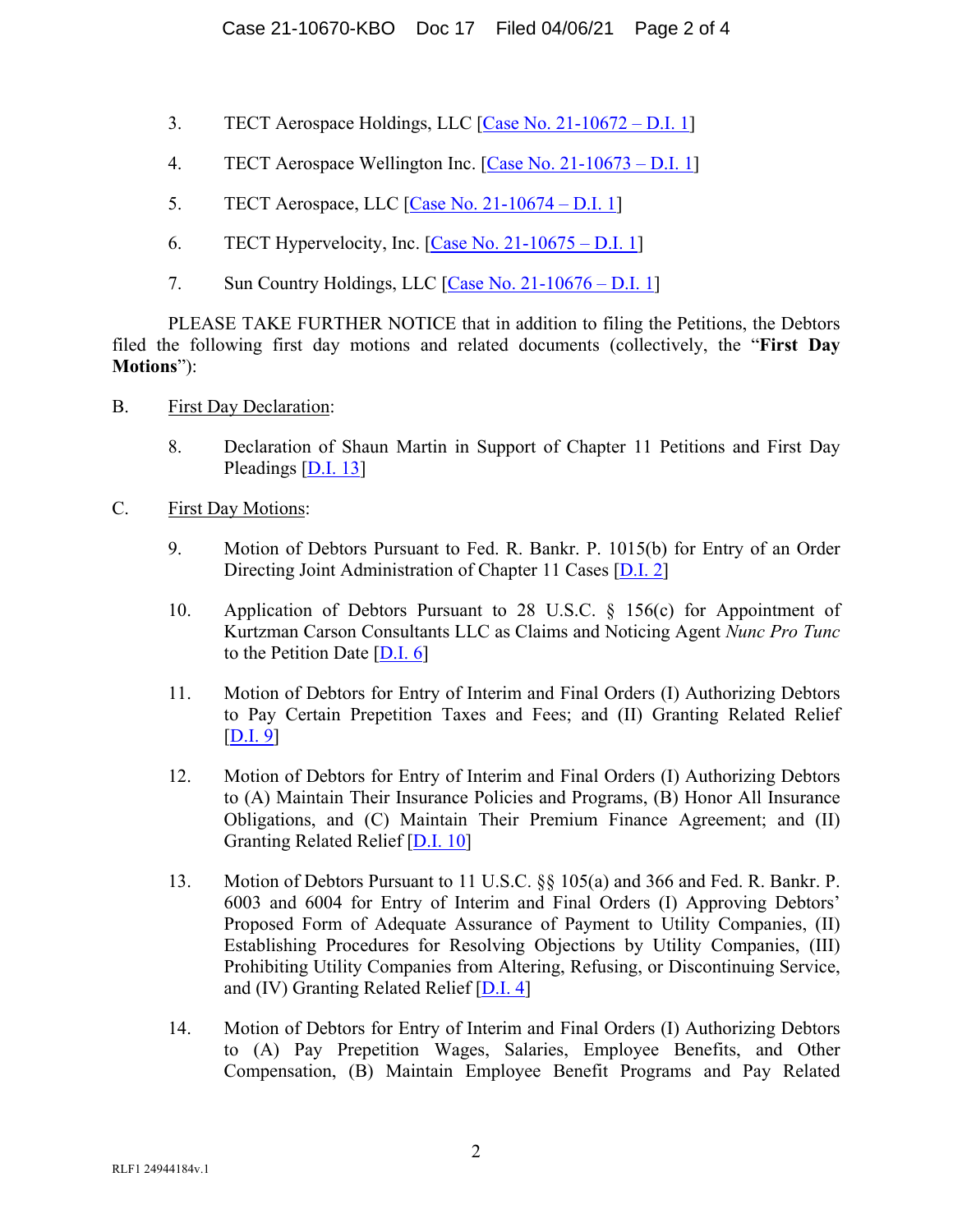3. TECT Aerospace Holdings, LLC [Case No. 21-10672 – D.I. 1]

4. TECT Aerospace Wellington Inc. [Case No. 21-10673 – D.I. 1]

5. TECT Aerospace, LLC [Case No. 21-10674 – D.I. 1]

6. TECT Hypervelocity, Inc. [Case No. 21-10675 – D.I. 1]

7. Sun Country Holdings, LLC [Case No. 21-10676 – D.I. 1]

PLEASE TAKE FURTHER NOTICE that in addition to filing the Petitions, the Debtors filed the following first day motions and related documents (collectively, the "**First Day Motions**"):

B. First Day Declaration:

8. Declaration of Shaun Martin in Support of Chapter 11 Petitions and First Day Pleadings [D.I. 13]

C. First Day Motions:

9. Motion of Debtors Pursuant to Fed. R. Bankr. P. 1015(b) for Entry of an Order Directing Joint Administration of Chapter 11 Cases [D.I. 2]

10. Application of Debtors Pursuant to 28 U.S.C. § 156(c) for Appointment of Kurtzman Carson Consultants LLC as Claims and Noticing Agent *Nunc Pro Tunc* to the Petition Date [D.I. 6]

11. Motion of Debtors for Entry of Interim and Final Orders (I) Authorizing Debtors to Pay Certain Prepetition Taxes and Fees; and (II) Granting Related Relief [D.I. 9]

12. Motion of Debtors for Entry of Interim and Final Orders (I) Authorizing Debtors to (A) Maintain Their Insurance Policies and Programs, (B) Honor All Insurance Obligations, and (C) Maintain Their Premium Finance Agreement; and (II) Granting Related Relief [D.I. 10]

13. Motion of Debtors Pursuant to 11 U.S.C. §§ 105(a) and 366 and Fed. R. Bankr. P. 6003 and 6004 for Entry of Interim and Final Orders (I) Approving Debtors' Proposed Form of Adequate Assurance of Payment to Utility Companies, (II) Establishing Procedures for Resolving Objections by Utility Companies, (III) Prohibiting Utility Companies from Altering, Refusing, or Discontinuing Service, and (IV) Granting Related Relief [D.I. 4]

14. Motion of Debtors for Entry of Interim and Final Orders (I) Authorizing Debtors to (A) Pay Prepetition Wages, Salaries, Employee Benefits, and Other Compensation, (B) Maintain Employee Benefit Programs and Pay Related

RLF1 24944184v.1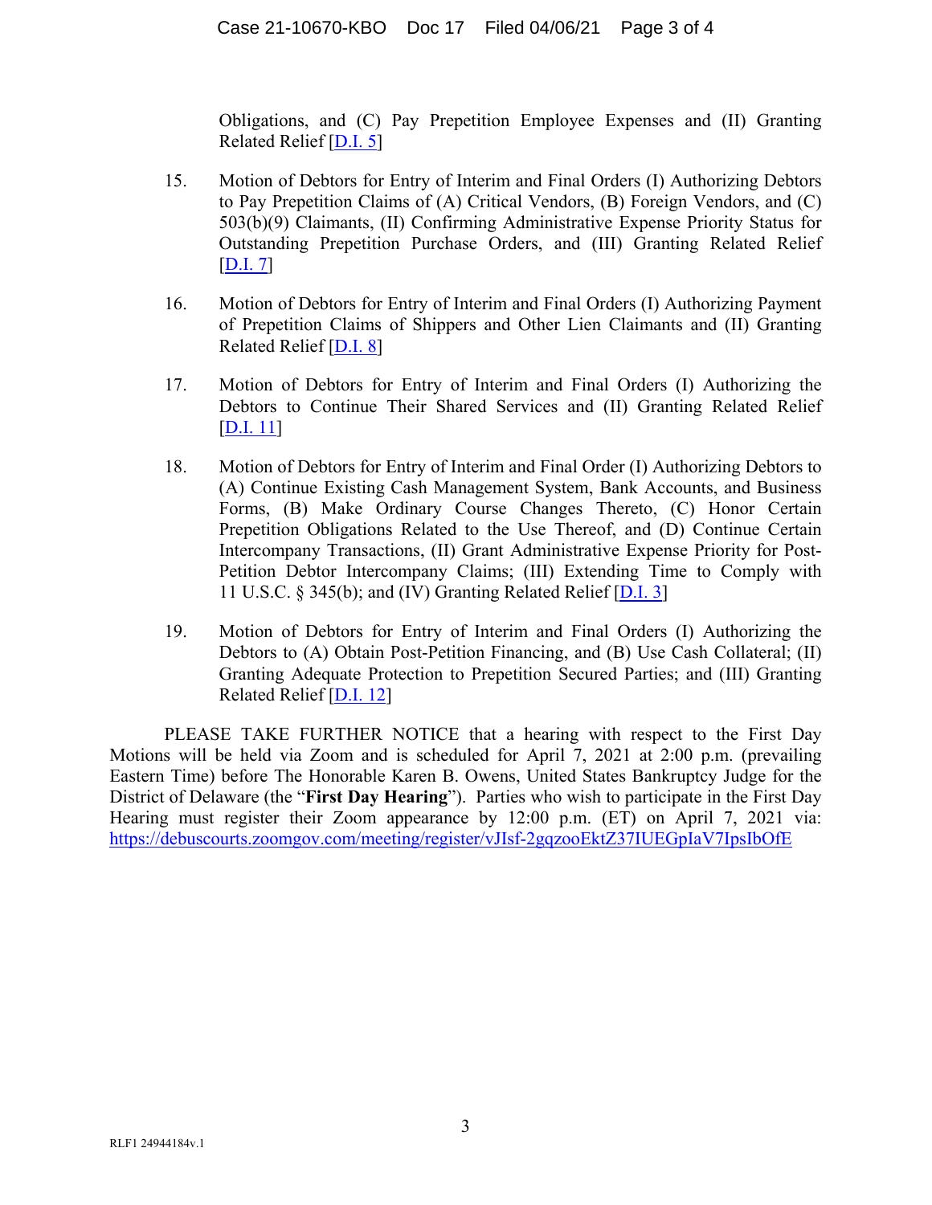Obligations, and (C) Pay Prepetition Employee Expenses and (II) Granting Related Relief [D.I. 5]

15. Motion of Debtors for Entry of Interim and Final Orders (I) Authorizing Debtors to Pay Prepetition Claims of (A) Critical Vendors, (B) Foreign Vendors, and (C) 503(b)(9) Claimants, (II) Confirming Administrative Expense Priority Status for Outstanding Prepetition Purchase Orders, and (III) Granting Related Relief [D.I. 7]

16. Motion of Debtors for Entry of Interim and Final Orders (I) Authorizing Payment of Prepetition Claims of Shippers and Other Lien Claimants and (II) Granting Related Relief [D.I. 8]

17. Motion of Debtors for Entry of Interim and Final Orders (I) Authorizing the Debtors to Continue Their Shared Services and (II) Granting Related Relief [D.I. 11]

18. Motion of Debtors for Entry of Interim and Final Order (I) Authorizing Debtors to (A) Continue Existing Cash Management System, Bank Accounts, and Business Forms, (B) Make Ordinary Course Changes Thereto, (C) Honor Certain Prepetition Obligations Related to the Use Thereof, and (D) Continue Certain Intercompany Transactions, (II) Grant Administrative Expense Priority for Post-Petition Debtor Intercompany Claims; (III) Extending Time to Comply with 11 U.S.C. § 345(b); and (IV) Granting Related Relief [D.I. 3]

19. Motion of Debtors for Entry of Interim and Final Orders (I) Authorizing the Debtors to (A) Obtain Post-Petition Financing, and (B) Use Cash Collateral; (II) Granting Adequate Protection to Prepetition Secured Parties; and (III) Granting Related Relief [D.I. 12]

PLEASE TAKE FURTHER NOTICE that a hearing with respect to the First Day Motions will be held via Zoom and is scheduled for April 7, 2021 at 2:00 p.m. (prevailing Eastern Time) before The Honorable Karen B. Owens, United States Bankruptcy Judge for the District of Delaware (the "**First Day Hearing**"). Parties who wish to participate in the First Day Hearing must register their Zoom appearance by 12:00 p.m. (ET) on April 7, 2021 via: https://debuscourts.zoomgov.com/meeting/register/vJIsf-2gqzooEktZ37IUEGpIaV7IpsIbOfE

RLF1 24944184v.1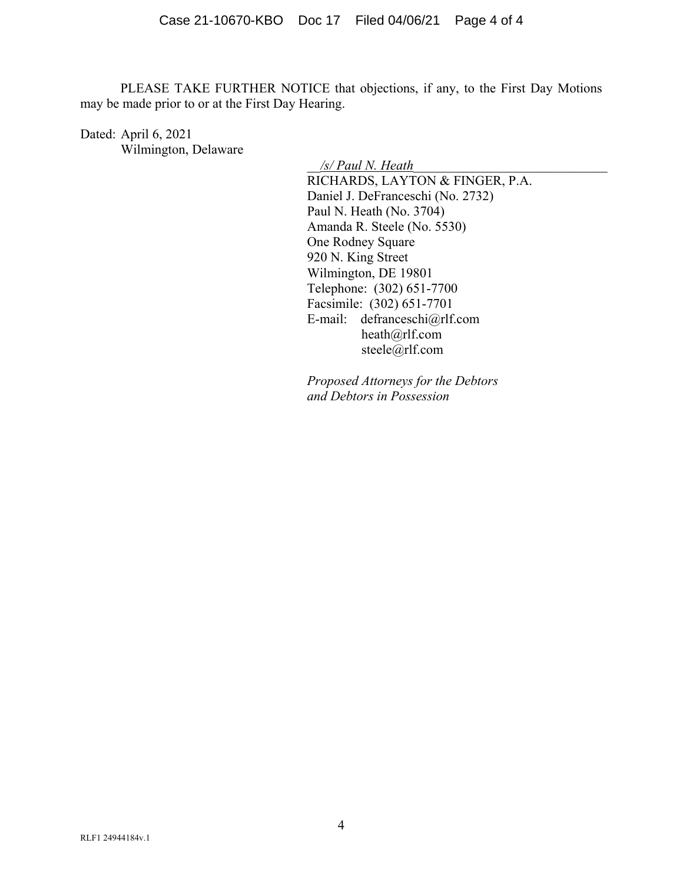PLEASE TAKE FURTHER NOTICE that objections, if any, to the First Day Motions may be made prior to or at the First Day Hearing.

Dated: April 6, 2021
Wilmington, Delaware

*/s/ Paul N. Heath*
RICHARDS, LAYTON & FINGER, P.A.
Daniel J. DeFranceschi (No. 2732)
Paul N. Heath (No. 3704)
Amanda R. Steele (No. 5530)
One Rodney Square
920 N. King Street
Wilmington, DE 19801
Telephone: (302) 651-7700
Facsimile: (302) 651-7701
E-mail: defranceschi@rlf.com
heath@rlf.com
steele@rlf.com

*Proposed Attorneys for the Debtors and Debtors in Possession*

RLF1 24944184v.1